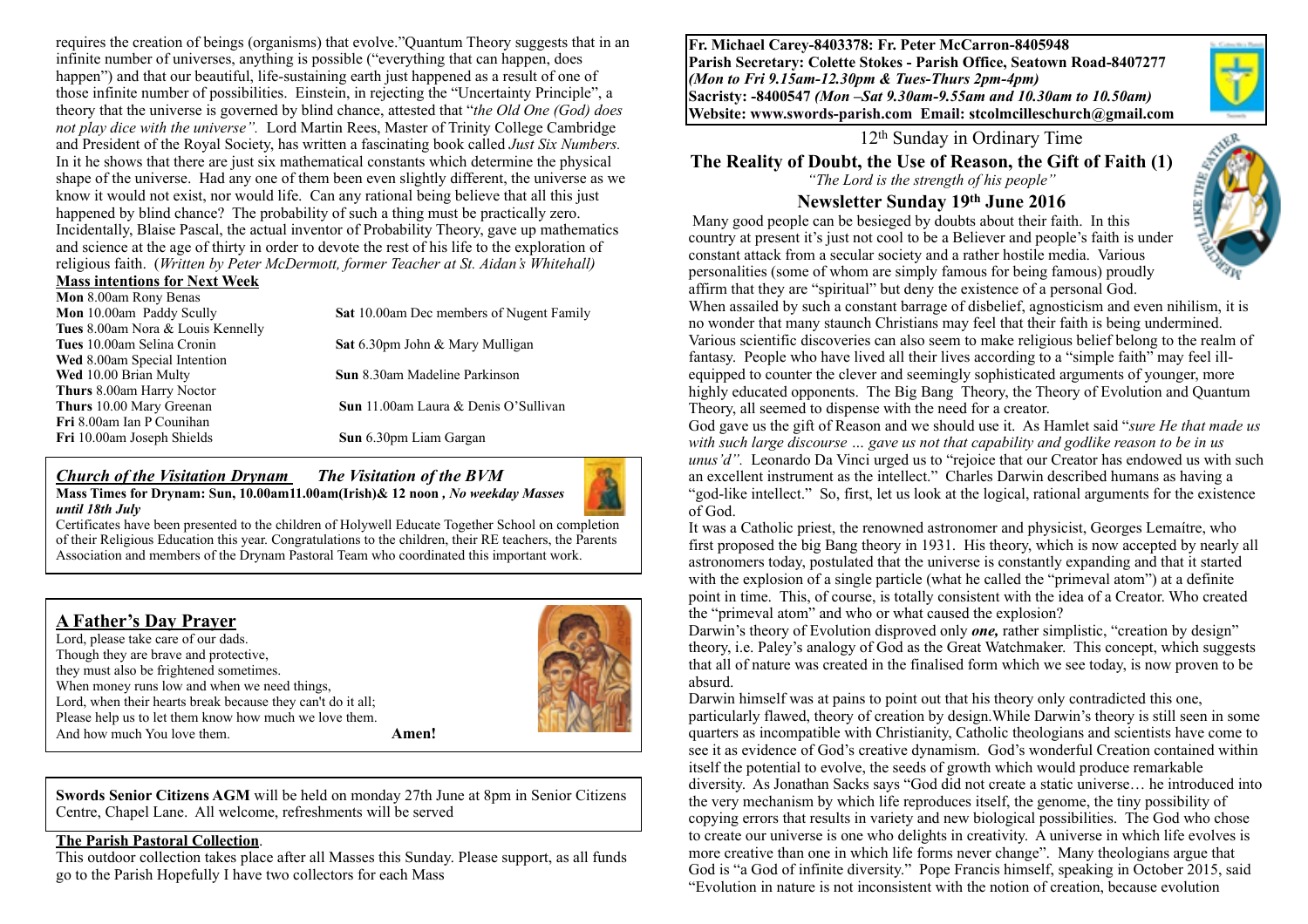requires the creation of beings (organisms) that evolve."Quantum Theory suggests that in an infinite number of universes, anything is possible ("everything that can happen, does happen") and that our beautiful, life-sustaining earth just happened as a result of one of those infinite number of possibilities. Einstein, in rejecting the "Uncertainty Principle", a theory that the universe is governed by blind chance, attested that "*the Old One (God) does not play dice with the universe".* Lord Martin Rees, Master of Trinity College Cambridge and President of the Royal Society, has written a fascinating book called *Just Six Numbers.* In it he shows that there are just six mathematical constants which determine the physical shape of the universe. Had any one of them been even slightly different, the universe as we know it would not exist, nor would life. Can any rational being believe that all this just happened by blind chance? The probability of such a thing must be practically zero. Incidentally, Blaise Pascal, the actual inventor of Probability Theory, gave up mathematics and science at the age of thirty in order to devote the rest of his life to the exploration of religious faith. (*Written by Peter McDermott, former Teacher at St. Aidan's Whitehall)*

## Mass intentions for Next Week

| | |
|---|---|
| **Mon** 8.00am Rony Benas | |
| **Mon** 10.00am Paddy Scully | **Sat** 10.00am Dec members of Nugent Family |
| **Tues** 8.00am Nora & Louis Kennelly | |
| **Tues** 10.00am Selina Cronin | **Sat** 6.30pm John & Mary Mulligan |
| **Wed** 8.00am Special Intention | |
| **Wed** 10.00 Brian Multy | **Sun** 8.30am Madeline Parkinson |
| **Thurs** 8.00am Harry Noctor | |
| **Thurs** 10.00 Mary Greenan | **Sun** 11.00am Laura & Denis O'Sullivan |
| **Fri** 8.00am Ian P Counihan | |
| **Fri** 10.00am Joseph Shields | **Sun** 6.30pm Liam Gargan |

## *Church of the Visitation Drynam — The Visitation of the BVM*

**Mass Times for Drynam: Sun, 10.00am11.00am(Irish)& 12 noon ,** ***No weekday Masses until 18th July***

Certificates have been presented to the children of Holywell Educate Together School on completion of their Religious Education this year. Congratulations to the children, their RE teachers, the Parents Association and members of the Drynam Pastoral Team who coordinated this important work.

## A Father's Day Prayer

Lord, please take care of our dads.
Though they are brave and protective,
they must also be frightened sometimes.
When money runs low and when we need things,
Lord, when their hearts break because they can't do it all;
Please help us to let them know how much we love them.
And how much You love them. **Amen!**

**Swords Senior Citizens AGM** will be held on monday 27th June at 8pm in Senior Citizens Centre, Chapel Lane. All welcome, refreshments will be served

**The Parish Pastoral Collection**.

This outdoor collection takes place after all Masses this Sunday. Please support, as all funds go to the Parish Hopefully I have two collectors for each Mass

**Fr. Michael Carey-8403378: Fr. Peter McCarron-8405948**
**Parish Secretary: Colette Stokes - Parish Office, Seatown Road-8407277**
***(Mon to Fri 9.15am-12.30pm & Tues-Thurs 2pm-4pm)***
**Sacristy: -8400547** ***(Mon –Sat 9.30am-9.55am and 10.30am to 10.50am)***
**Website: www.swords-parish.com Email: stcolmcilleschurch@gmail.com**

12th Sunday in Ordinary Time

# The Reality of Doubt, the Use of Reason, the Gift of Faith (1)

*"The Lord is the strength of his people"*

## Newsletter Sunday 19th June 2016

Many good people can be besieged by doubts about their faith. In this country at present it's just not cool to be a Believer and people's faith is under constant attack from a secular society and a rather hostile media. Various personalities (some of whom are simply famous for being famous) proudly affirm that they are "spiritual" but deny the existence of a personal God. When assailed by such a constant barrage of disbelief, agnosticism and even nihilism, it is no wonder that many staunch Christians may feel that their faith is being undermined. Various scientific discoveries can also seem to make religious belief belong to the realm of fantasy. People who have lived all their lives according to a "simple faith" may feel ill-equipped to counter the clever and seemingly sophisticated arguments of younger, more highly educated opponents. The Big Bang Theory, the Theory of Evolution and Quantum Theory, all seemed to dispense with the need for a creator.

God gave us the gift of Reason and we should use it. As Hamlet said "*sure He that made us with such large discourse … gave us not that capability and godlike reason to be in us unus'd".* Leonardo Da Vinci urged us to "rejoice that our Creator has endowed us with such an excellent instrument as the intellect." Charles Darwin described humans as having a "god-like intellect." So, first, let us look at the logical, rational arguments for the existence of God.

It was a Catholic priest, the renowned astronomer and physicist, Georges Lemaítre, who first proposed the big Bang theory in 1931. His theory, which is now accepted by nearly all astronomers today, postulated that the universe is constantly expanding and that it started with the explosion of a single particle (what he called the "primeval atom") at a definite point in time. This, of course, is totally consistent with the idea of a Creator. Who created the "primeval atom" and who or what caused the explosion?

Darwin's theory of Evolution disproved only ***one,*** rather simplistic, "creation by design" theory, i.e. Paley's analogy of God as the Great Watchmaker. This concept, which suggests that all of nature was created in the finalised form which we see today, is now proven to be absurd.

Darwin himself was at pains to point out that his theory only contradicted this one, particularly flawed, theory of creation by design.While Darwin's theory is still seen in some quarters as incompatible with Christianity, Catholic theologians and scientists have come to see it as evidence of God's creative dynamism. God's wonderful Creation contained within itself the potential to evolve, the seeds of growth which would produce remarkable diversity. As Jonathan Sacks says "God did not create a static universe… he introduced into the very mechanism by which life reproduces itself, the genome, the tiny possibility of copying errors that results in variety and new biological possibilities. The God who chose to create our universe is one who delights in creativity. A universe in which life evolves is more creative than one in which life forms never change". Many theologians argue that God is "a God of infinite diversity." Pope Francis himself, speaking in October 2015, said "Evolution in nature is not inconsistent with the notion of creation, because evolution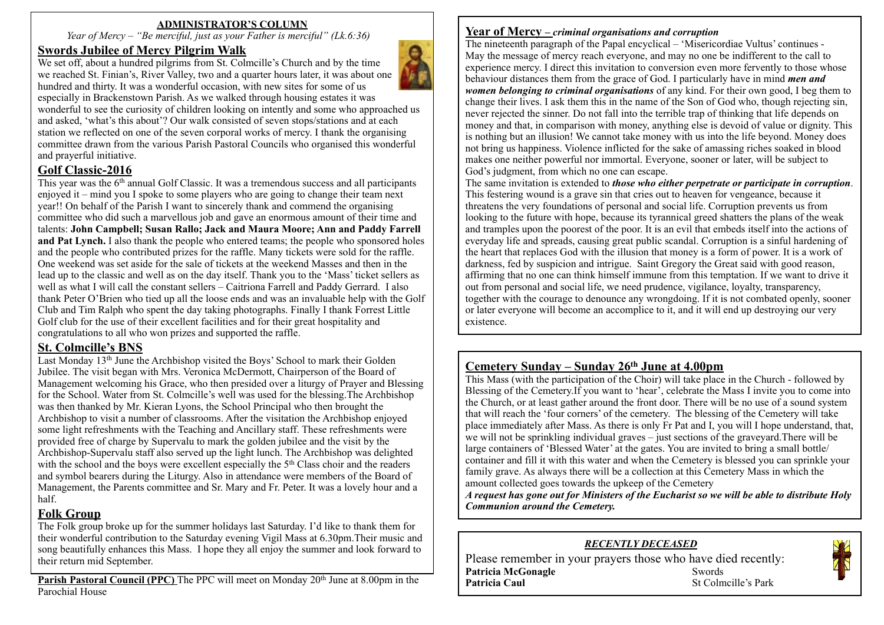## ADMINISTRATOR'S COLUMN

*Year of Mercy – "Be merciful, just as your Father is merciful" (Lk.6:36)*

### Swords Jubilee of Mercy Pilgrim Walk

We set off, about a hundred pilgrims from St. Colmcille's Church and by the time we reached St. Finian's, River Valley, two and a quarter hours later, it was about one hundred and thirty. It was a wonderful occasion, with new sites for some of us especially in Brackenstown Parish. As we walked through housing estates it was wonderful to see the curiosity of children looking on intently and some who approached us and asked, 'what's this about'? Our walk consisted of seven stops/stations and at each station we reflected on one of the seven corporal works of mercy. I thank the organising committee drawn from the various Parish Pastoral Councils who organised this wonderful and prayerful initiative.

### Golf Classic-2016

This year was the 6th annual Golf Classic. It was a tremendous success and all participants enjoyed it – mind you I spoke to some players who are going to change their team next year!! On behalf of the Parish I want to sincerely thank and commend the organising committee who did such a marvellous job and gave an enormous amount of their time and talents: **John Campbell; Susan Rallo; Jack and Maura Moore; Ann and Paddy Farrell and Pat Lynch.** I also thank the people who entered teams; the people who sponsored holes and the people who contributed prizes for the raffle. Many tickets were sold for the raffle. One weekend was set aside for the sale of tickets at the weekend Masses and then in the lead up to the classic and well as on the day itself. Thank you to the 'Mass' ticket sellers as well as what I will call the constant sellers – Caitriona Farrell and Paddy Gerrard. I also thank Peter O'Brien who tied up all the loose ends and was an invaluable help with the Golf Club and Tim Ralph who spent the day taking photographs. Finally I thank Forrest Little Golf club for the use of their excellent facilities and for their great hospitality and congratulations to all who won prizes and supported the raffle.

### St. Colmcille's BNS

Last Monday 13th June the Archbishop visited the Boys' School to mark their Golden Jubilee. The visit began with Mrs. Veronica McDermott, Chairperson of the Board of Management welcoming his Grace, who then presided over a liturgy of Prayer and Blessing for the School. Water from St. Colmcille's well was used for the blessing.The Archbishop was then thanked by Mr. Kieran Lyons, the School Principal who then brought the Archbishop to visit a number of classrooms. After the visitation the Archbishop enjoyed some light refreshments with the Teaching and Ancillary staff. These refreshments were provided free of charge by Supervalu to mark the golden jubilee and the visit by the Archbishop-Supervalu staff also served up the light lunch. The Archbishop was delighted with the school and the boys were excellent especially the 5th Class choir and the readers and symbol bearers during the Liturgy. Also in attendance were members of the Board of Management, the Parents committee and Sr. Mary and Fr. Peter. It was a lovely hour and a half.

### Folk Group

The Folk group broke up for the summer holidays last Saturday. I'd like to thank them for their wonderful contribution to the Saturday evening Vigil Mass at 6.30pm.Their music and song beautifully enhances this Mass. I hope they all enjoy the summer and look forward to their return mid September.

**Parish Pastoral Council (PPC)** The PPC will meet on Monday 20th June at 8.00pm in the Parochial House

### Year of Mercy – *criminal organisations and corruption*

The nineteenth paragraph of the Papal encyclical – 'Misericordiae Vultus' continues - May the message of mercy reach everyone, and may no one be indifferent to the call to experience mercy. I direct this invitation to conversion even more fervently to those whose behaviour distances them from the grace of God. I particularly have in mind ***men and women belonging to criminal organisations*** of any kind. For their own good, I beg them to change their lives. I ask them this in the name of the Son of God who, though rejecting sin, never rejected the sinner. Do not fall into the terrible trap of thinking that life depends on money and that, in comparison with money, anything else is devoid of value or dignity. This is nothing but an illusion! We cannot take money with us into the life beyond. Money does not bring us happiness. Violence inflicted for the sake of amassing riches soaked in blood makes one neither powerful nor immortal. Everyone, sooner or later, will be subject to God's judgment, from which no one can escape.

The same invitation is extended to ***those who either perpetrate or participate in corruption***. This festering wound is a grave sin that cries out to heaven for vengeance, because it threatens the very foundations of personal and social life. Corruption prevents us from looking to the future with hope, because its tyrannical greed shatters the plans of the weak and tramples upon the poorest of the poor. It is an evil that embeds itself into the actions of everyday life and spreads, causing great public scandal. Corruption is a sinful hardening of the heart that replaces God with the illusion that money is a form of power. It is a work of darkness, fed by suspicion and intrigue. Saint Gregory the Great said with good reason, affirming that no one can think himself immune from this temptation. If we want to drive it out from personal and social life, we need prudence, vigilance, loyalty, transparency, together with the courage to denounce any wrongdoing. If it is not combated openly, sooner or later everyone will become an accomplice to it, and it will end up destroying our very existence.

### Cemetery Sunday – Sunday 26th June at 4.00pm

This Mass (with the participation of the Choir) will take place in the Church - followed by Blessing of the Cemetery.If you want to 'hear', celebrate the Mass I invite you to come into the Church, or at least gather around the front door. There will be no use of a sound system that will reach the 'four corners' of the cemetery. The blessing of the Cemetery will take place immediately after Mass. As there is only Fr Pat and I, you will I hope understand, that, we will not be sprinkling individual graves – just sections of the graveyard.There will be large containers of 'Blessed Water' at the gates. You are invited to bring a small bottle/ container and fill it with this water and when the Cemetery is blessed you can sprinkle your family grave. As always there will be a collection at this Cemetery Mass in which the amount collected goes towards the upkeep of the Cemetery

***A request has gone out for Ministers of the Eucharist so we will be able to distribute Holy Communion around the Cemetery.***

### *RECENTLY DECEASED*

Please remember in your prayers those who have died recently:

**Patricia McGonagle** — Swords
**Patricia Caul** — St Colmcille's Park